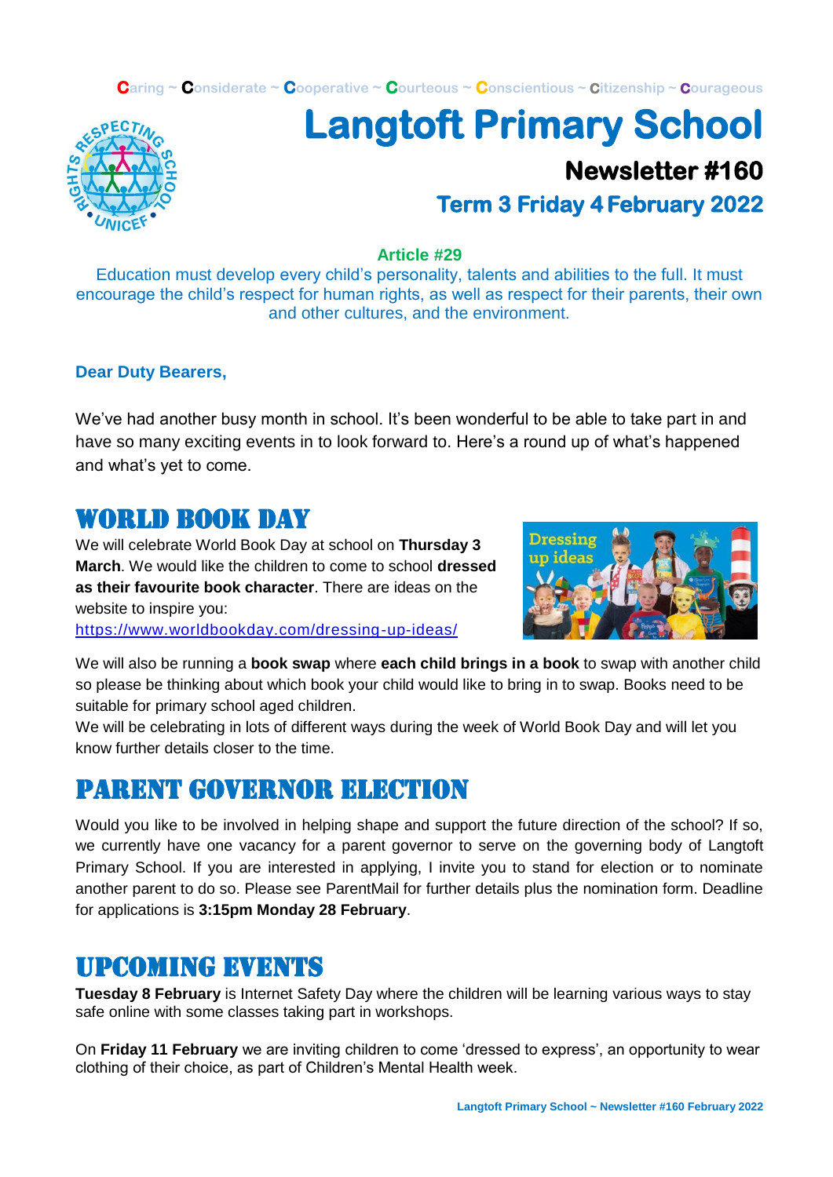Caring ~ Considerate ~ Cooperative ~ Courteous ~ Conscientious ~ Citizenship ~ Courageous

# Langtoft Primary School

## Newsletter #160

### Term 3 Friday 4 February 2022

**Article #29**

Education must develop every child's personality, talents and abilities to the full. It must encourage the child's respect for human rights, as well as respect for their parents, their own and other cultures, and the environment.

**Dear Duty Bearers,**

We've had another busy month in school. It's been wonderful to be able to take part in and have so many exciting events in to look forward to. Here's a round up of what's happened and what's yet to come.

## WORLD BOOK DAY

We will celebrate World Book Day at school on **Thursday 3 March**. We would like the children to come to school **dressed as their favourite book character**. There are ideas on the website to inspire you: https://www.worldbookday.com/dressing-up-ideas/

We will also be running a **book swap** where **each child brings in a book** to swap with another child so please be thinking about which book your child would like to bring in to swap. Books need to be suitable for primary school aged children.

We will be celebrating in lots of different ways during the week of World Book Day and will let you know further details closer to the time.

## PARENT GOVERNOR ELECTION

Would you like to be involved in helping shape and support the future direction of the school? If so, we currently have one vacancy for a parent governor to serve on the governing body of Langtoft Primary School. If you are interested in applying, I invite you to stand for election or to nominate another parent to do so. Please see ParentMail for further details plus the nomination form. Deadline for applications is **3:15pm Monday 28 February**.

## UPCOMING EVENTS

**Tuesday 8 February** is Internet Safety Day where the children will be learning various ways to stay safe online with some classes taking part in workshops.

On **Friday 11 February** we are inviting children to come 'dressed to express', an opportunity to wear clothing of their choice, as part of Children's Mental Health week.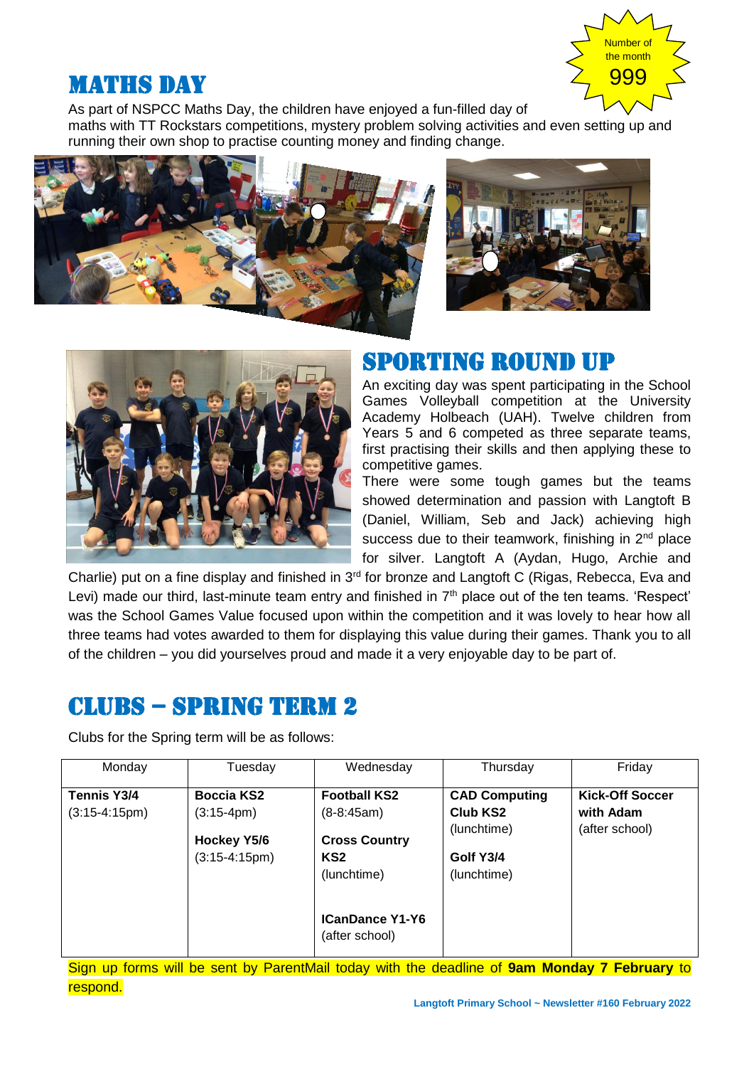Number of the month

999

# MATHS DAY

As part of NSPCC Maths Day, the children have enjoyed a fun-filled day of maths with TT Rockstars competitions, mystery problem solving activities and even setting up and running their own shop to practise counting money and finding change.

# SPORTING ROUND UP

An exciting day was spent participating in the School Games Volleyball competition at the University Academy Holbeach (UAH). Twelve children from Years 5 and 6 competed as three separate teams, first practising their skills and then applying these to competitive games.

There were some tough games but the teams showed determination and passion with Langtoft B (Daniel, William, Seb and Jack) achieving high success due to their teamwork, finishing in 2nd place for silver. Langtoft A (Aydan, Hugo, Archie and Charlie) put on a fine display and finished in 3rd for bronze and Langtoft C (Rigas, Rebecca, Eva and Levi) made our third, last-minute team entry and finished in 7th place out of the ten teams. 'Respect' was the School Games Value focused upon within the competition and it was lovely to hear how all three teams had votes awarded to them for displaying this value during their games. Thank you to all of the children – you did yourselves proud and made it a very enjoyable day to be part of.

# CLUBS – SPRING TERM 2

Clubs for the Spring term will be as follows:

| Monday | Tuesday | Wednesday | Thursday | Friday |
|---|---|---|---|---|
| **Tennis Y3/4** (3:15-4:15pm) | **Boccia KS2** (3:15-4pm)<br><br>**Hockey Y5/6** (3:15-4:15pm) | **Football KS2** (8-8:45am)<br><br>**Cross Country KS2** (lunchtime)<br><br>**ICanDance Y1-Y6** (after school) | **CAD Computing Club KS2** (lunchtime)<br><br>**Golf Y3/4** (lunchtime) | **Kick-Off Soccer with Adam** (after school) |

Sign up forms will be sent by ParentMail today with the deadline of **9am Monday 7 February** to respond.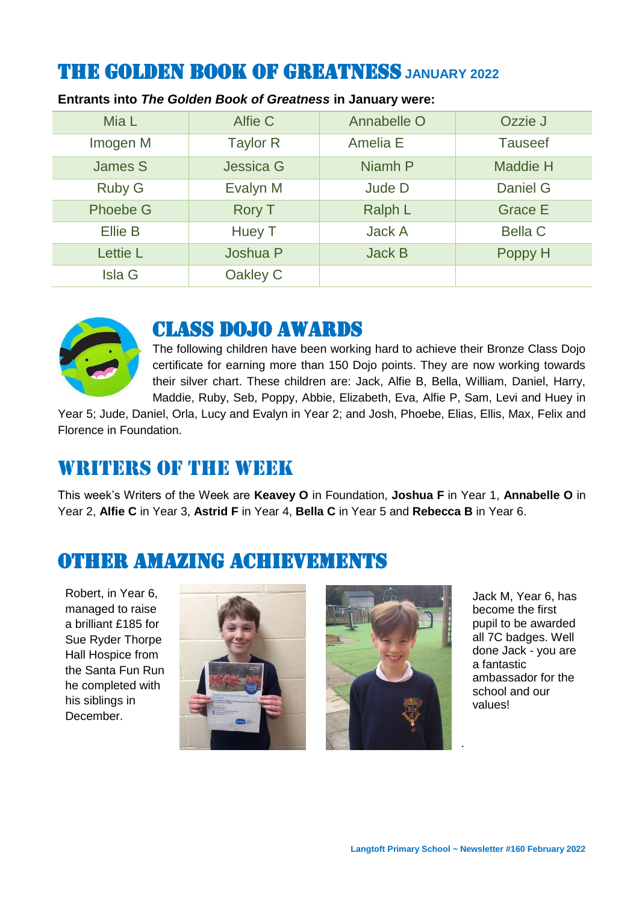# THE GOLDEN BOOK OF GREATNESS JANUARY 2022

**Entrants into *The Golden Book of Greatness* in January were:**

| Mia L | Alfie C | Annabelle O | Ozzie J |
|---|---|---|---|
| Imogen M | Taylor R | Amelia E | Tauseef |
| James S | Jessica G | Niamh P | Maddie H |
| Ruby G | Evalyn M | Jude D | Daniel G |
| Phoebe G | Rory T | Ralph L | Grace E |
| Ellie B | Huey T | Jack A | Bella C |
| Lettie L | Joshua P | Jack B | Poppy H |
| Isla G | Oakley C | | |

## CLASS DOJO AWARDS

The following children have been working hard to achieve their Bronze Class Dojo certificate for earning more than 150 Dojo points. They are now working towards their silver chart. These children are: Jack, Alfie B, Bella, William, Daniel, Harry, Maddie, Ruby, Seb, Poppy, Abbie, Elizabeth, Eva, Alfie P, Sam, Levi and Huey in Year 5; Jude, Daniel, Orla, Lucy and Evalyn in Year 2; and Josh, Phoebe, Elias, Ellis, Max, Felix and Florence in Foundation.

## WRITERS OF THE WEEK

This week's Writers of the Week are **Keavey O** in Foundation, **Joshua F** in Year 1, **Annabelle O** in Year 2, **Alfie C** in Year 3, **Astrid F** in Year 4, **Bella C** in Year 5 and **Rebecca B** in Year 6.

## OTHER AMAZING ACHIEVEMENTS

Robert, in Year 6, managed to raise a brilliant £185 for Sue Ryder Thorpe Hall Hospice from the Santa Fun Run he completed with his siblings in December.

Jack M, Year 6, has become the first pupil to be awarded all 7C badges. Well done Jack - you are a fantastic ambassador for the school and our values!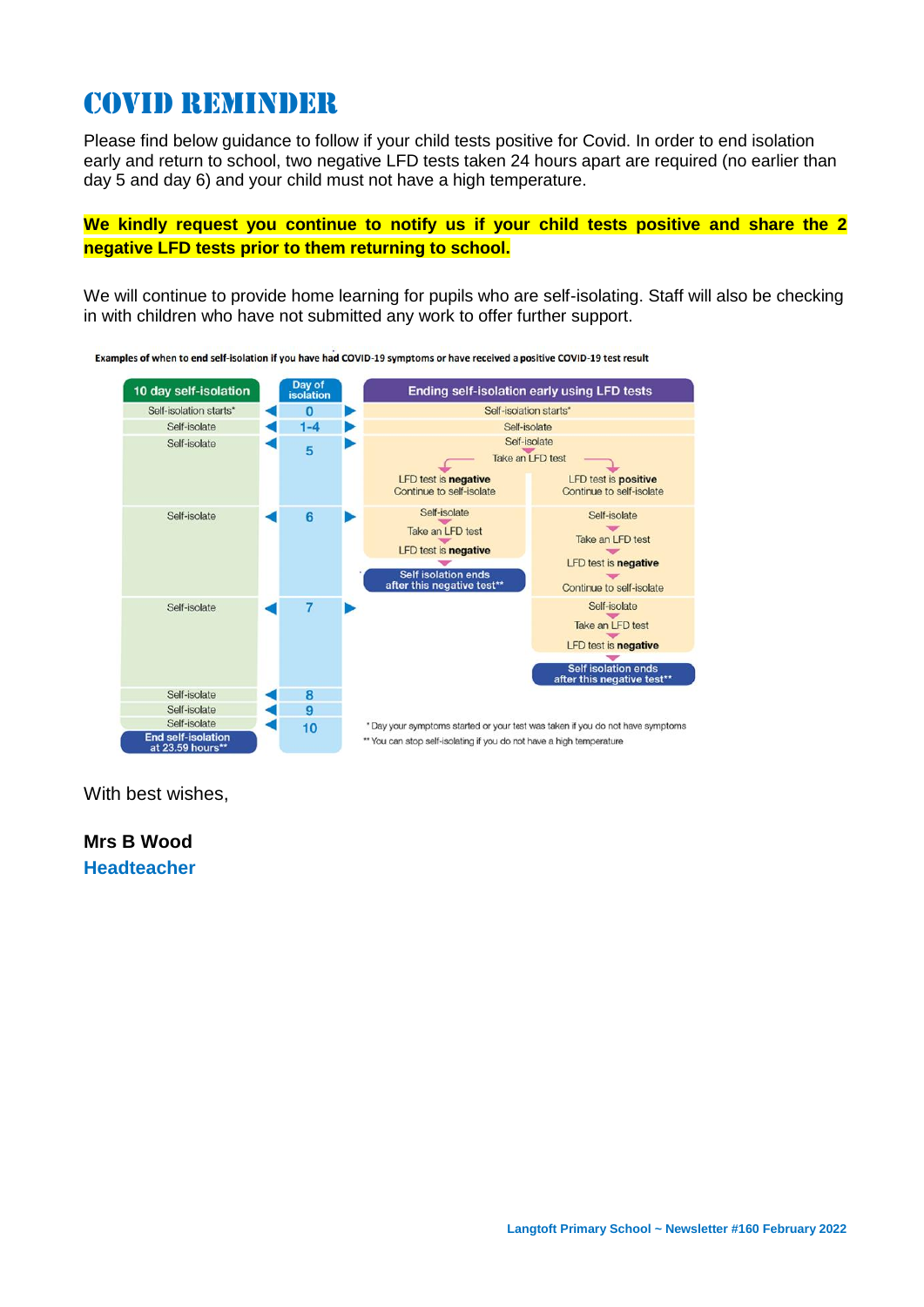# COVID REMINDER

Please find below guidance to follow if your child tests positive for Covid. In order to end isolation early and return to school, two negative LFD tests taken 24 hours apart are required (no earlier than day 5 and day 6) and your child must not have a high temperature.

**We kindly request you continue to notify us if your child tests positive and share the 2 negative LFD tests prior to them returning to school.**

We will continue to provide home learning for pupils who are self-isolating. Staff will also be checking in with children who have not submitted any work to offer further support.

**Examples of when to end self-isolation if you have had COVID-19 symptoms or have received a positive COVID-19 test result**

| 10 day self-isolation | Day of isolation | Ending self-isolation early using LFD tests | |
|---|---|---|---|
| Self-isolation starts* | 0 | Self-isolation starts* | |
| Self-isolate | 1-4 | Self-isolate | |
| Self-isolate | 5 | Self-isolate; Take an LFD test → LFD test is **negative** Continue to self-isolate | Self-isolate; Take an LFD test → LFD test is **positive** Continue to self-isolate |
| Self-isolate | 6 | Self-isolate → Take an LFD test → LFD test is **negative** → **Self isolation ends after this negative test**\*\* | Self-isolate → Take an LFD test → LFD test is **negative** → Continue to self-isolate |
| Self-isolate | 7 | | Self-isolate → Take an LFD test → LFD test is **negative** → **Self isolation ends after this negative test**\*\* |
| Self-isolate | 8 | | |
| Self-isolate | 9 | | |
| Self-isolate | 10 | | |
| **End self-isolation at 23.59 hours**\*\* | | | |

\* Day your symptoms started or your test was taken if you do not have symptoms

\*\* You can stop self-isolating if you do not have a high temperature

With best wishes,

**Mrs B Wood**
**Headteacher**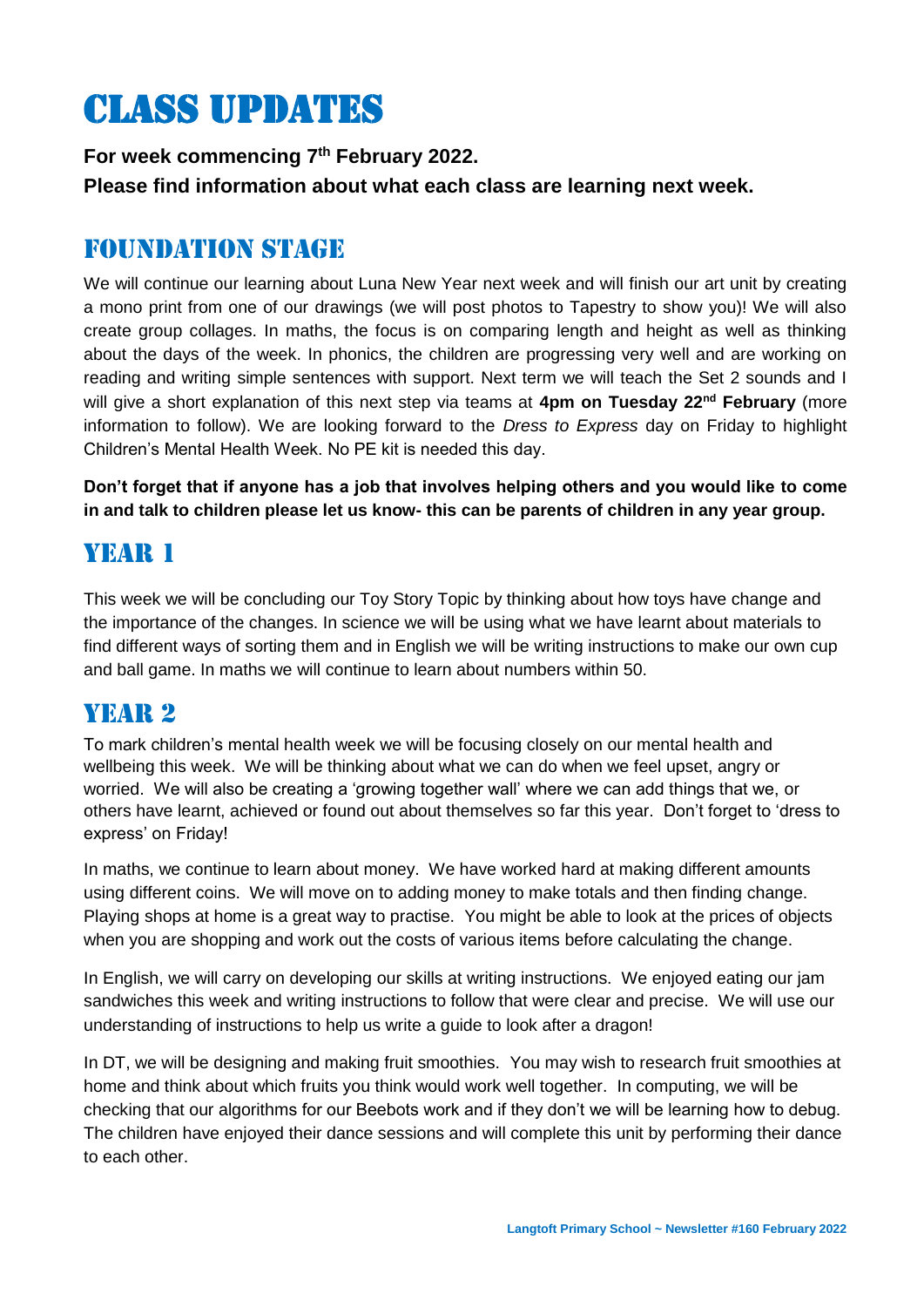# Class Updates

**For week commencing 7th February 2022.**

**Please find information about what each class are learning next week.**

## Foundation Stage

We will continue our learning about Luna New Year next week and will finish our art unit by creating a mono print from one of our drawings (we will post photos to Tapestry to show you)! We will also create group collages. In maths, the focus is on comparing length and height as well as thinking about the days of the week. In phonics, the children are progressing very well and are working on reading and writing simple sentences with support. Next term we will teach the Set 2 sounds and I will give a short explanation of this next step via teams at **4pm on Tuesday 22nd February** (more information to follow). We are looking forward to the *Dress to Express* day on Friday to highlight Children's Mental Health Week. No PE kit is needed this day.

**Don't forget that if anyone has a job that involves helping others and you would like to come in and talk to children please let us know- this can be parents of children in any year group.**

## Year 1

This week we will be concluding our Toy Story Topic by thinking about how toys have change and the importance of the changes. In science we will be using what we have learnt about materials to find different ways of sorting them and in English we will be writing instructions to make our own cup and ball game. In maths we will continue to learn about numbers within 50.

## Year 2

To mark children's mental health week we will be focusing closely on our mental health and wellbeing this week. We will be thinking about what we can do when we feel upset, angry or worried. We will also be creating a 'growing together wall' where we can add things that we, or others have learnt, achieved or found out about themselves so far this year. Don't forget to 'dress to express' on Friday!

In maths, we continue to learn about money. We have worked hard at making different amounts using different coins. We will move on to adding money to make totals and then finding change. Playing shops at home is a great way to practise. You might be able to look at the prices of objects when you are shopping and work out the costs of various items before calculating the change.

In English, we will carry on developing our skills at writing instructions. We enjoyed eating our jam sandwiches this week and writing instructions to follow that were clear and precise. We will use our understanding of instructions to help us write a guide to look after a dragon!

In DT, we will be designing and making fruit smoothies. You may wish to research fruit smoothies at home and think about which fruits you think would work well together. In computing, we will be checking that our algorithms for our Beebots work and if they don't we will be learning how to debug. The children have enjoyed their dance sessions and will complete this unit by performing their dance to each other.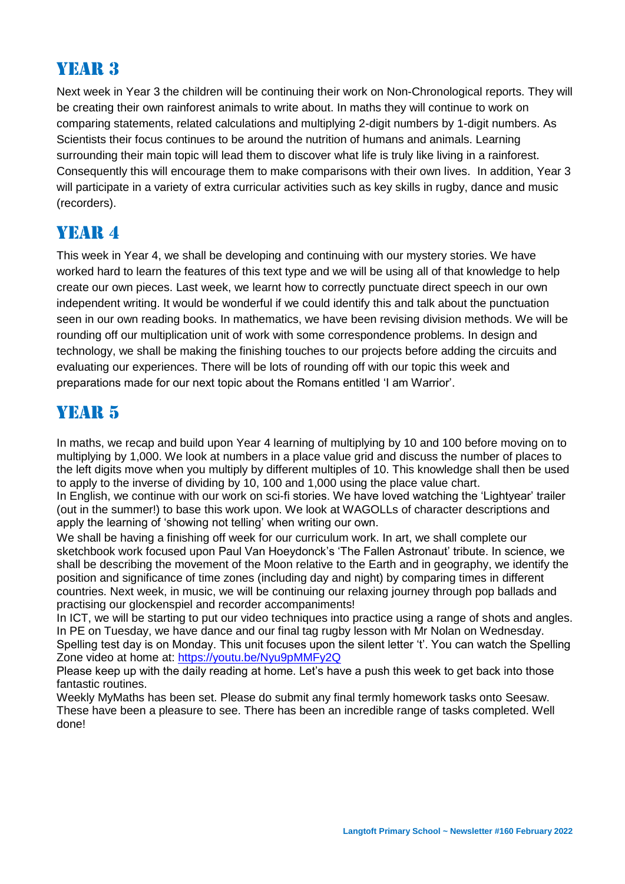# YEAR 3

Next week in Year 3 the children will be continuing their work on Non-Chronological reports. They will be creating their own rainforest animals to write about. In maths they will continue to work on comparing statements, related calculations and multiplying 2-digit numbers by 1-digit numbers. As Scientists their focus continues to be around the nutrition of humans and animals. Learning surrounding their main topic will lead them to discover what life is truly like living in a rainforest. Consequently this will encourage them to make comparisons with their own lives. In addition, Year 3 will participate in a variety of extra curricular activities such as key skills in rugby, dance and music (recorders).

# YEAR 4

This week in Year 4, we shall be developing and continuing with our mystery stories. We have worked hard to learn the features of this text type and we will be using all of that knowledge to help create our own pieces. Last week, we learnt how to correctly punctuate direct speech in our own independent writing. It would be wonderful if we could identify this and talk about the punctuation seen in our own reading books. In mathematics, we have been revising division methods. We will be rounding off our multiplication unit of work with some correspondence problems. In design and technology, we shall be making the finishing touches to our projects before adding the circuits and evaluating our experiences. There will be lots of rounding off with our topic this week and preparations made for our next topic about the Romans entitled 'I am Warrior'.

# YEAR 5

In maths, we recap and build upon Year 4 learning of multiplying by 10 and 100 before moving on to multiplying by 1,000. We look at numbers in a place value grid and discuss the number of places to the left digits move when you multiply by different multiples of 10. This knowledge shall then be used to apply to the inverse of dividing by 10, 100 and 1,000 using the place value chart.

In English, we continue with our work on sci-fi stories. We have loved watching the 'Lightyear' trailer (out in the summer!) to base this work upon. We look at WAGOLLs of character descriptions and apply the learning of 'showing not telling' when writing our own.

We shall be having a finishing off week for our curriculum work. In art, we shall complete our sketchbook work focused upon Paul Van Hoeydonck's 'The Fallen Astronaut' tribute. In science, we shall be describing the movement of the Moon relative to the Earth and in geography, we identify the position and significance of time zones (including day and night) by comparing times in different countries. Next week, in music, we will be continuing our relaxing journey through pop ballads and practising our glockenspiel and recorder accompaniments!

In ICT, we will be starting to put our video techniques into practice using a range of shots and angles. In PE on Tuesday, we have dance and our final tag rugby lesson with Mr Nolan on Wednesday. Spelling test day is on Monday. This unit focuses upon the silent letter 't'. You can watch the Spelling Zone video at home at: [https://youtu.be/Nyu9pMMFy2Q](https://youtu.be/Nyu9pMMFy2Q)

Please keep up with the daily reading at home. Let's have a push this week to get back into those fantastic routines.

Weekly MyMaths has been set. Please do submit any final termly homework tasks onto Seesaw. These have been a pleasure to see. There has been an incredible range of tasks completed. Well done!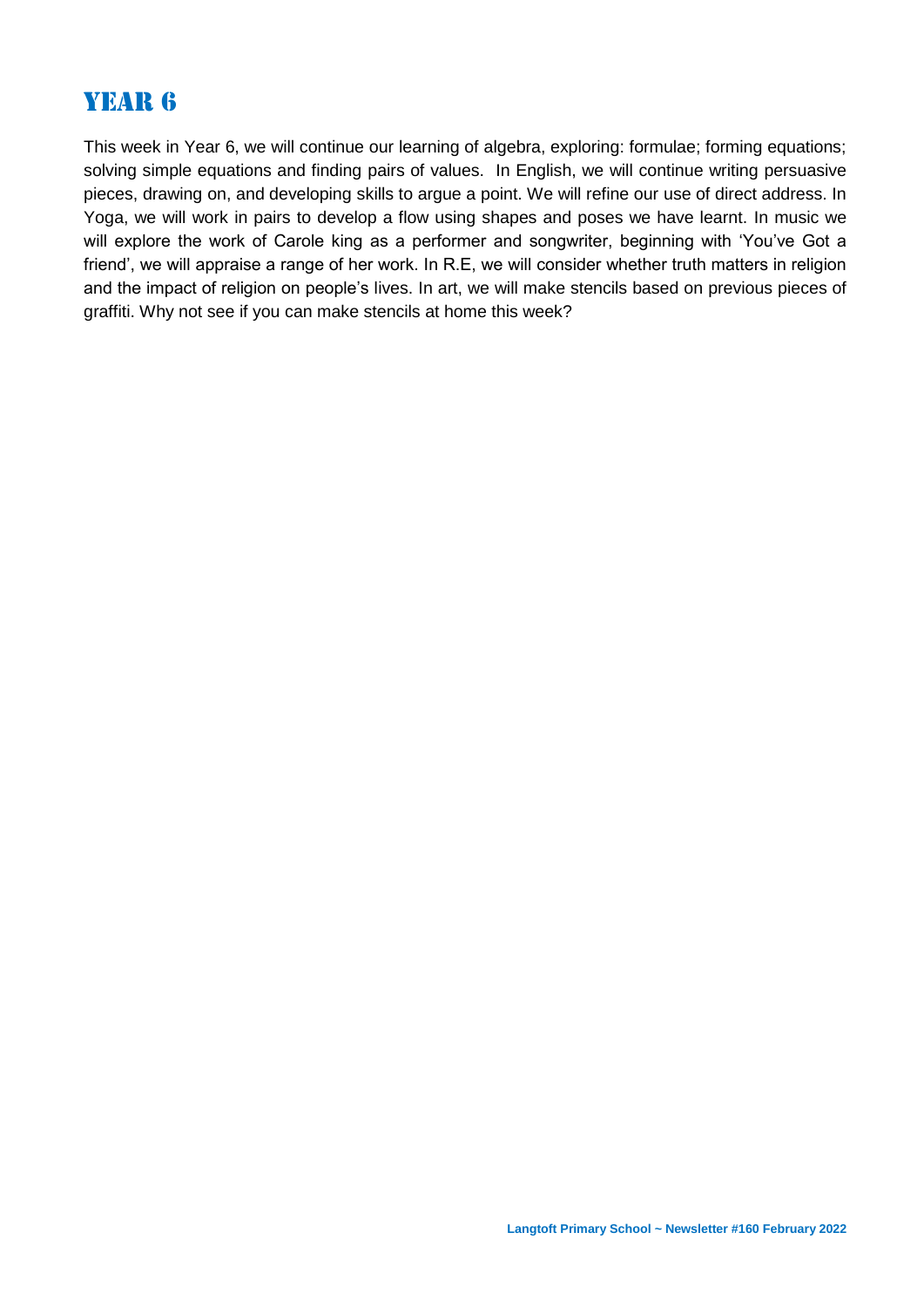# YEAR 6

This week in Year 6, we will continue our learning of algebra, exploring: formulae; forming equations; solving simple equations and finding pairs of values. In English, we will continue writing persuasive pieces, drawing on, and developing skills to argue a point. We will refine our use of direct address. In Yoga, we will work in pairs to develop a flow using shapes and poses we have learnt. In music we will explore the work of Carole king as a performer and songwriter, beginning with 'You've Got a friend', we will appraise a range of her work. In R.E, we will consider whether truth matters in religion and the impact of religion on people's lives. In art, we will make stencils based on previous pieces of graffiti. Why not see if you can make stencils at home this week?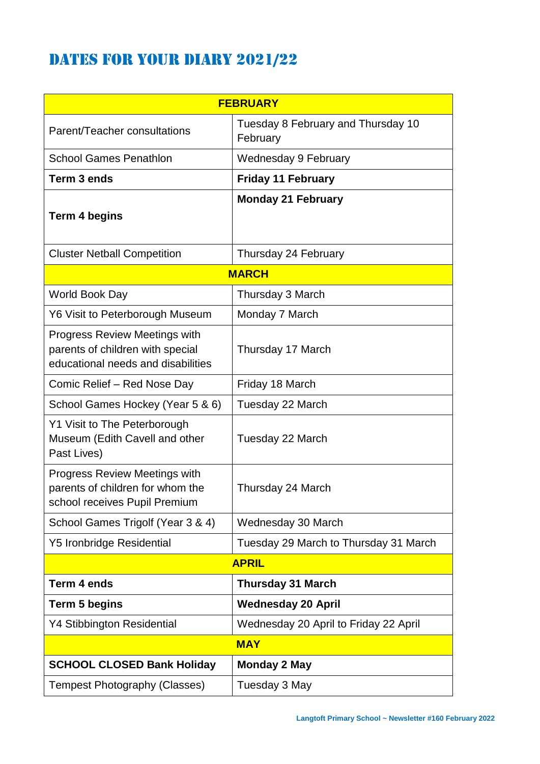# DATES FOR YOUR DIARY 2021/22

| FEBRUARY | |
|---|---|
| Parent/Teacher consultations | Tuesday 8 February and Thursday 10 February |
| School Games Penathlon | Wednesday 9 February |
| **Term 3 ends** | **Friday 11 February** |
| **Term 4 begins** | **Monday 21 February** |
| Cluster Netball Competition | Thursday 24 February |
| **MARCH** | |
| World Book Day | Thursday 3 March |
| Y6 Visit to Peterborough Museum | Monday 7 March |
| Progress Review Meetings with parents of children with special educational needs and disabilities | Thursday 17 March |
| Comic Relief – Red Nose Day | Friday 18 March |
| School Games Hockey (Year 5 & 6) | Tuesday 22 March |
| Y1 Visit to The Peterborough Museum (Edith Cavell and other Past Lives) | Tuesday 22 March |
| Progress Review Meetings with parents of children for whom the school receives Pupil Premium | Thursday 24 March |
| School Games Trigolf (Year 3 & 4) | Wednesday 30 March |
| Y5 Ironbridge Residential | Tuesday 29 March to Thursday 31 March |
| **APRIL** | |
| **Term 4 ends** | **Thursday 31 March** |
| **Term 5 begins** | **Wednesday 20 April** |
| Y4 Stibbington Residential | Wednesday 20 April to Friday 22 April |
| **MAY** | |
| **SCHOOL CLOSED Bank Holiday** | **Monday 2 May** |
| Tempest Photography (Classes) | Tuesday 3 May |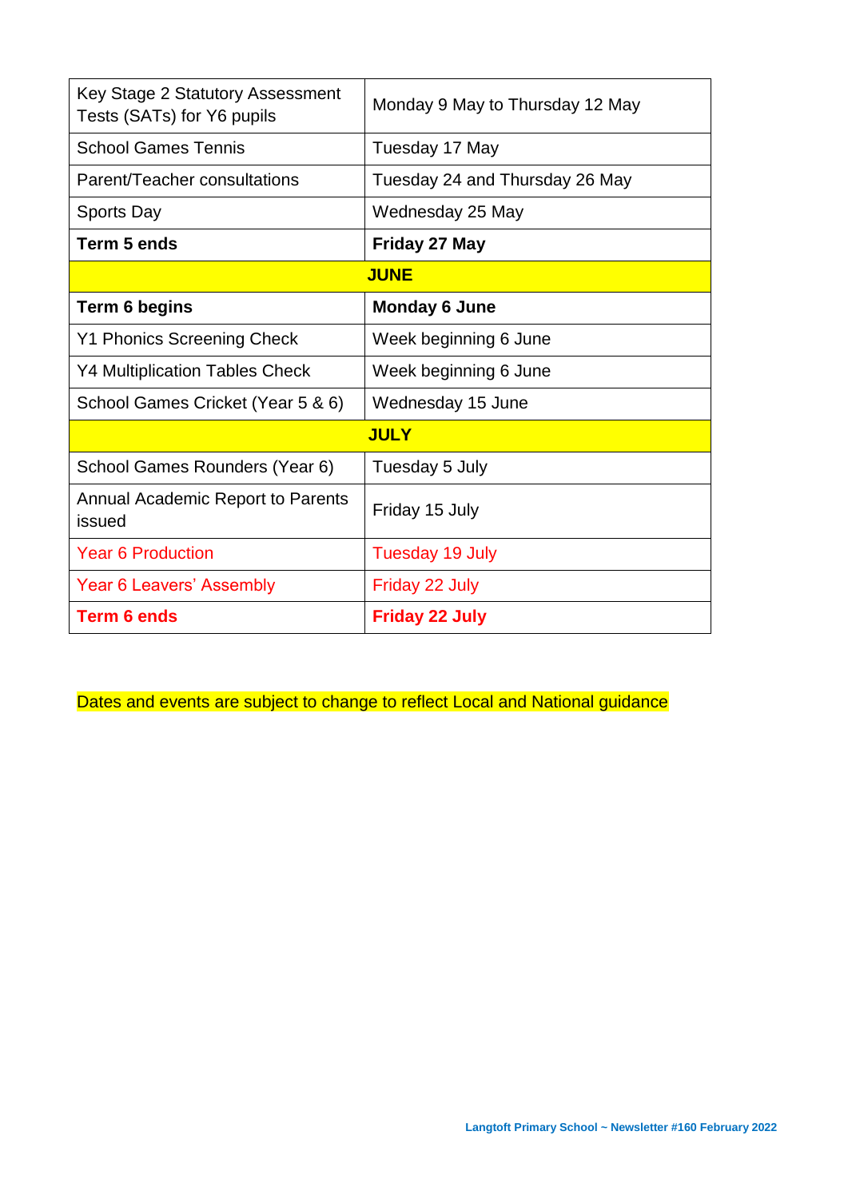| | |
|---|---|
| Key Stage 2 Statutory Assessment Tests (SATs) for Y6 pupils | Monday 9 May to Thursday 12 May |
| School Games Tennis | Tuesday 17 May |
| Parent/Teacher consultations | Tuesday 24 and Thursday 26 May |
| Sports Day | Wednesday 25 May |
| **Term 5 ends** | **Friday 27 May** |
| **JUNE** | |
| **Term 6 begins** | **Monday 6 June** |
| Y1 Phonics Screening Check | Week beginning 6 June |
| Y4 Multiplication Tables Check | Week beginning 6 June |
| School Games Cricket (Year 5 & 6) | Wednesday 15 June |
| **JULY** | |
| School Games Rounders (Year 6) | Tuesday 5 July |
| Annual Academic Report to Parents issued | Friday 15 July |
| Year 6 Production | Tuesday 19 July |
| Year 6 Leavers' Assembly | Friday 22 July |
| **Term 6 ends** | **Friday 22 July** |

Dates and events are subject to change to reflect Local and National guidance